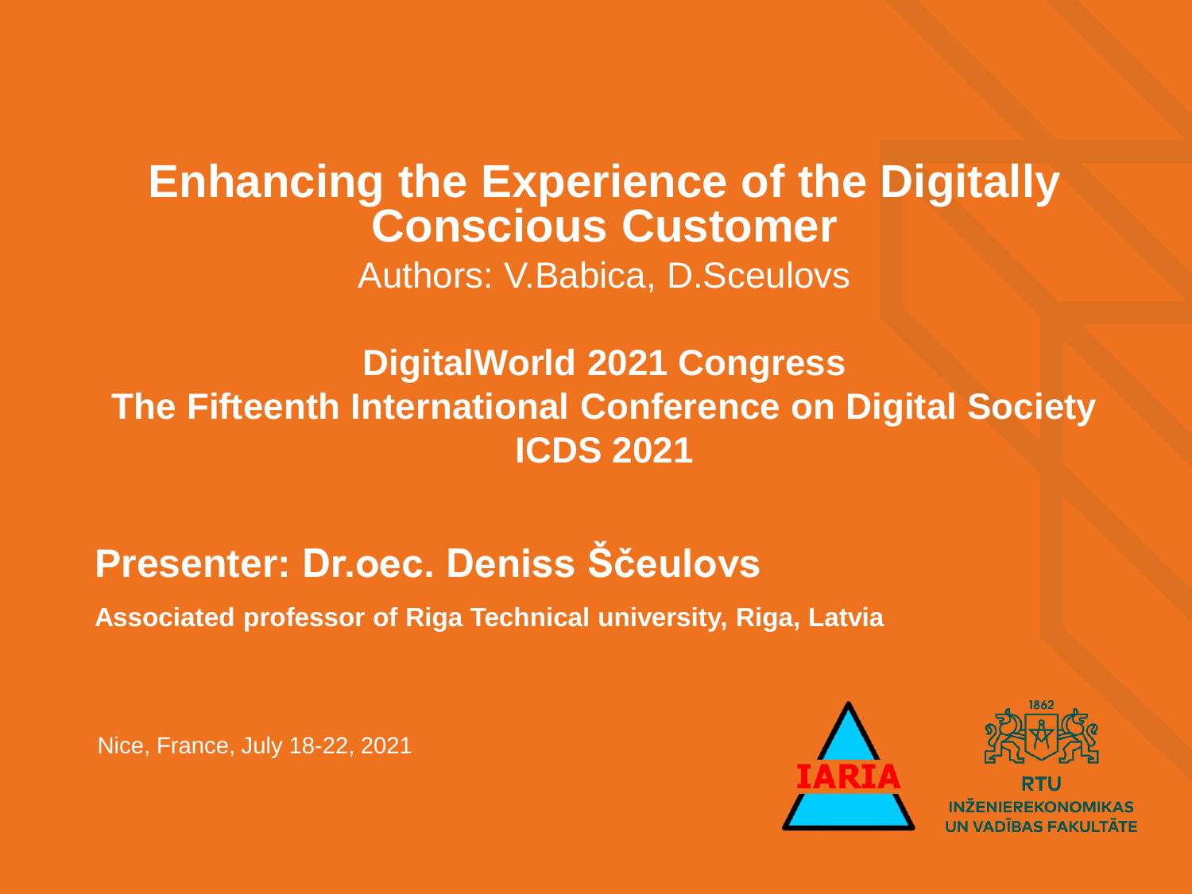# Enhancing the Experience of the Digitally Conscious Customer

Authors: V.Babica, D.Sceulovs

**DigitalWorld 2021 Congress**
**The Fifteenth International Conference on Digital Society**
**ICDS 2021**

## Presenter: Dr.oec. Deniss Ščeulovs

**Associated professor of Riga Technical university, Riga, Latvia**

Nice, France, July 18-22, 2021

IARIA

1862
RTU
INŽENIEREKONOMIKAS UN VADĪBAS FAKULTĀTE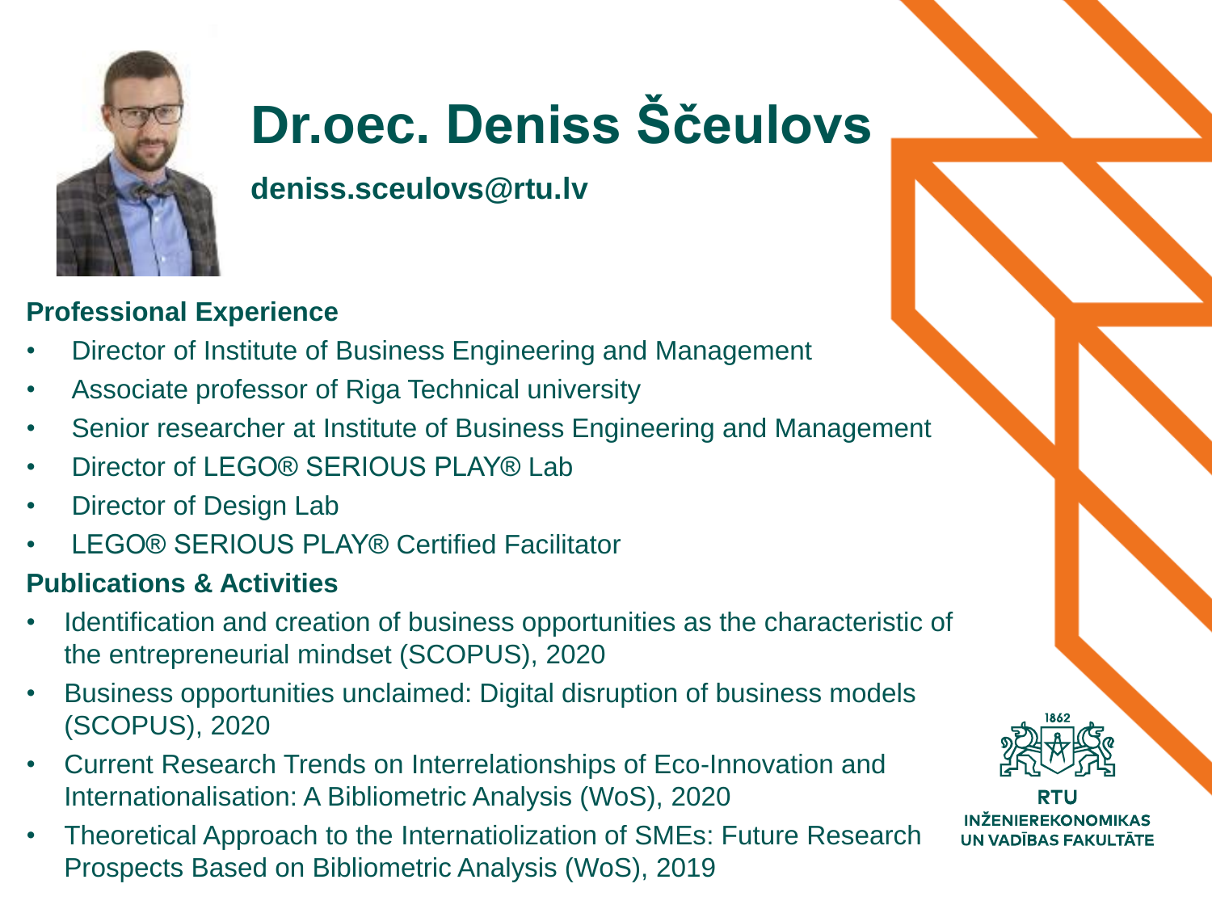# Dr.oec. Deniss Ščeulovs

**deniss.sceulovs@rtu.lv**

## Professional Experience

- Director of Institute of Business Engineering and Management
- Associate professor of Riga Technical university
- Senior researcher at Institute of Business Engineering and Management
- Director of LEGO® SERIOUS PLAY® Lab
- Director of Design Lab
- LEGO® SERIOUS PLAY® Certified Facilitator

## Publications & Activities

- Identification and creation of business opportunities as the characteristic of the entrepreneurial mindset (SCOPUS), 2020
- Business opportunities unclaimed: Digital disruption of business models (SCOPUS), 2020
- Current Research Trends on Interrelationships of Eco-Innovation and Internationalisation: A Bibliometric Analysis (WoS), 2020
- Theoretical Approach to the Internatiolization of SMEs: Future Research Prospects Based on Bibliometric Analysis (WoS), 2019

1862

RTU
INŽENIEREKONOMIKAS UN VADĪBAS FAKULTĀTE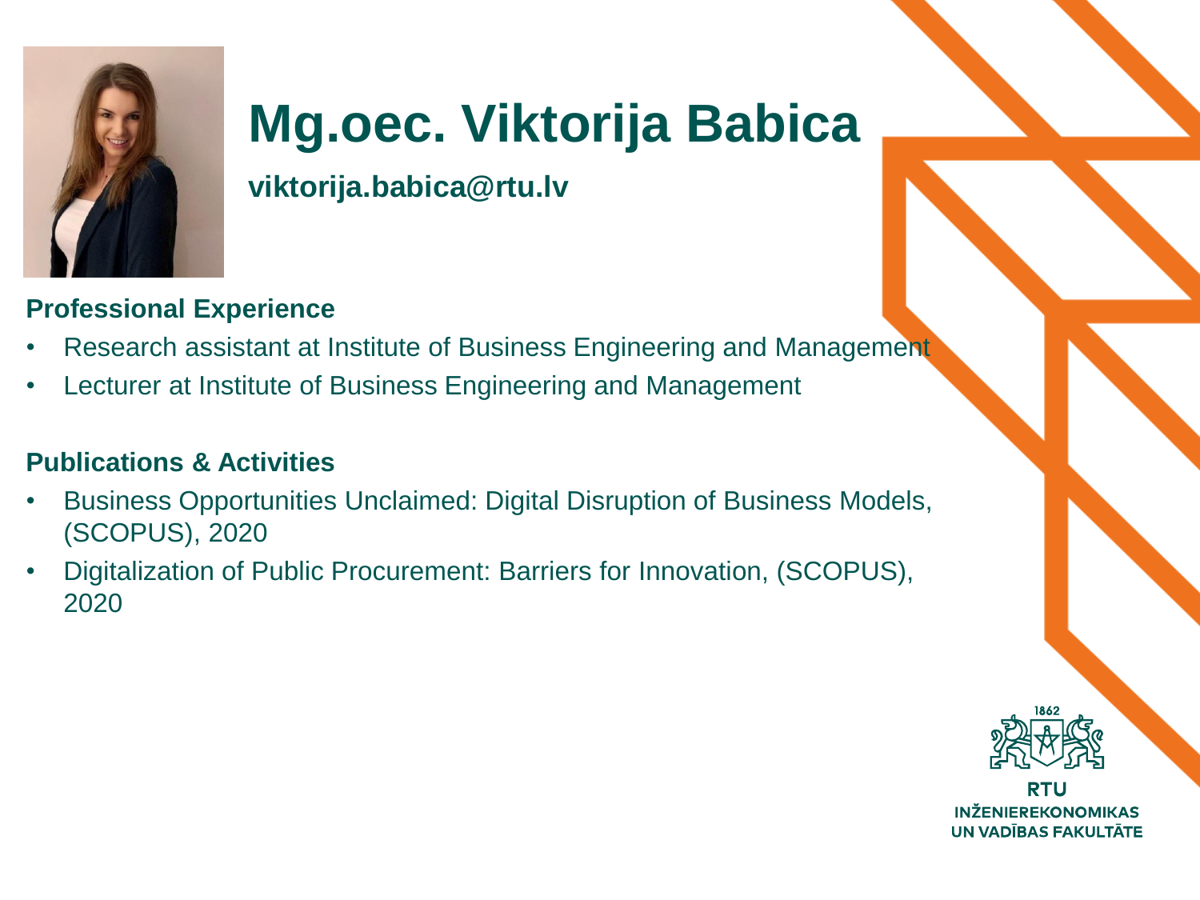# Mg.oec. Viktorija Babica

**viktorija.babica@rtu.lv**

## Professional Experience

- Research assistant at Institute of Business Engineering and Management
- Lecturer at Institute of Business Engineering and Management

## Publications & Activities

- Business Opportunities Unclaimed: Digital Disruption of Business Models, (SCOPUS), 2020
- Digitalization of Public Procurement: Barriers for Innovation, (SCOPUS), 2020

1862

RTU
INŽENIEREKONOMIKAS UN VADĪBAS FAKULTĀTE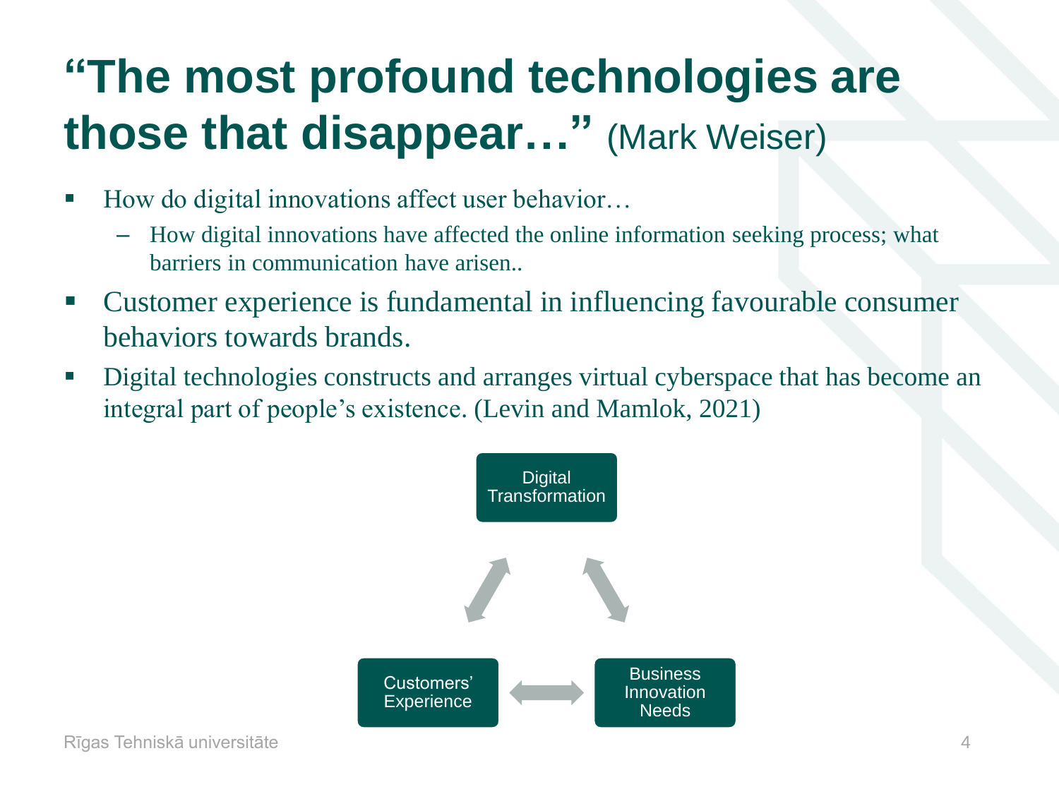# "The most profound technologies are those that disappear…" (Mark Weiser)

- How do digital innovations affect user behavior…
  - How digital innovations have affected the online information seeking process; what barriers in communication have arisen..
- Customer experience is fundamental in influencing favourable consumer behaviors towards brands.
- Digital technologies constructs and arranges virtual cyberspace that has become an integral part of people's existence. (Levin and Mamlok, 2021)

Digital Transformation

Customers' Experience

Business Innovation Needs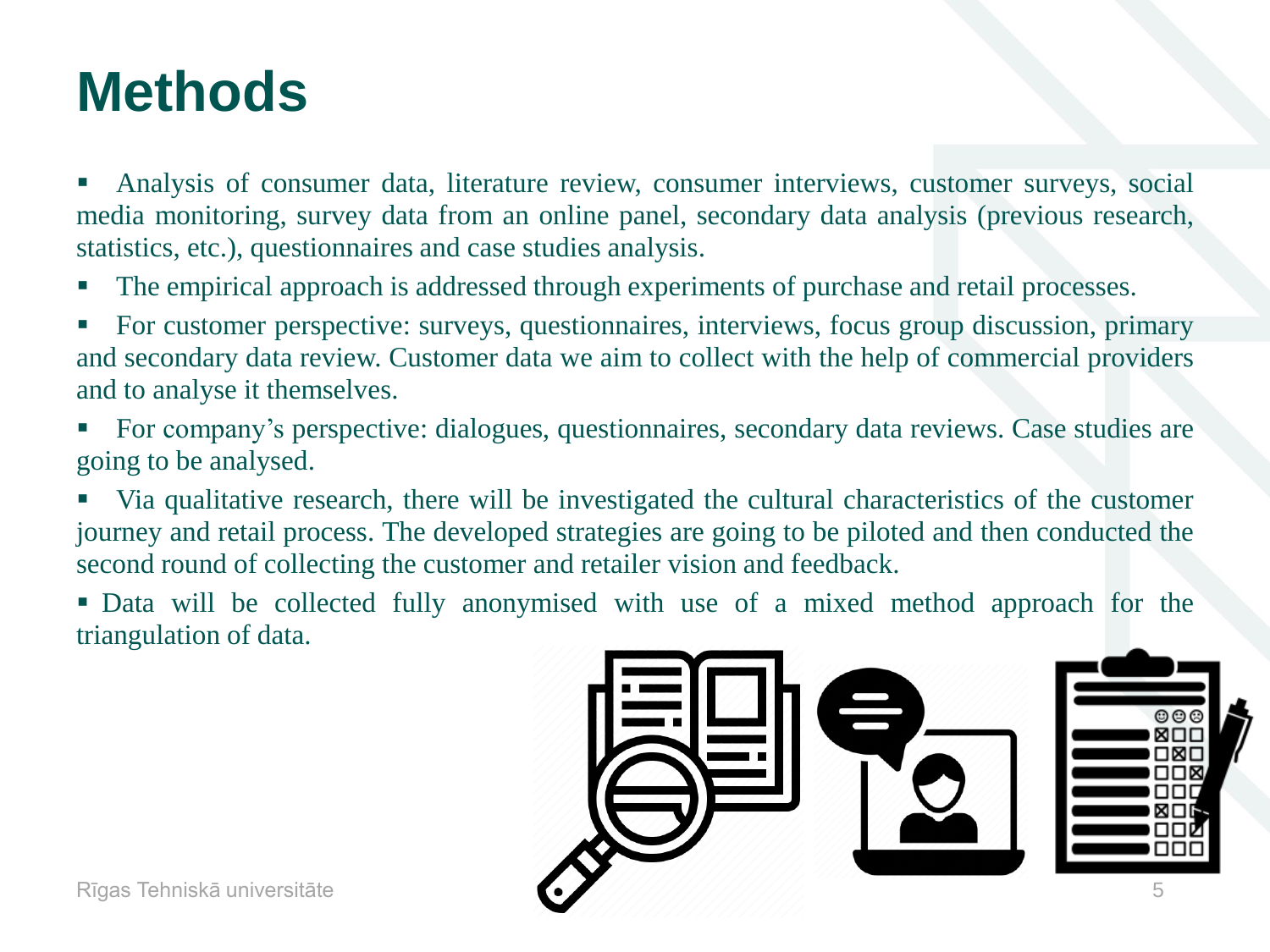# Methods

- Analysis of consumer data, literature review, consumer interviews, customer surveys, social media monitoring, survey data from an online panel, secondary data analysis (previous research, statistics, etc.), questionnaires and case studies analysis.
- The empirical approach is addressed through experiments of purchase and retail processes.
- For customer perspective: surveys, questionnaires, interviews, focus group discussion, primary and secondary data review. Customer data we aim to collect with the help of commercial providers and to analyse it themselves.
- For company's perspective: dialogues, questionnaires, secondary data reviews. Case studies are going to be analysed.
- Via qualitative research, there will be investigated the cultural characteristics of the customer journey and retail process. The developed strategies are going to be piloted and then conducted the second round of collecting the customer and retailer vision and feedback.
- Data will be collected fully anonymised with use of a mixed method approach for the triangulation of data.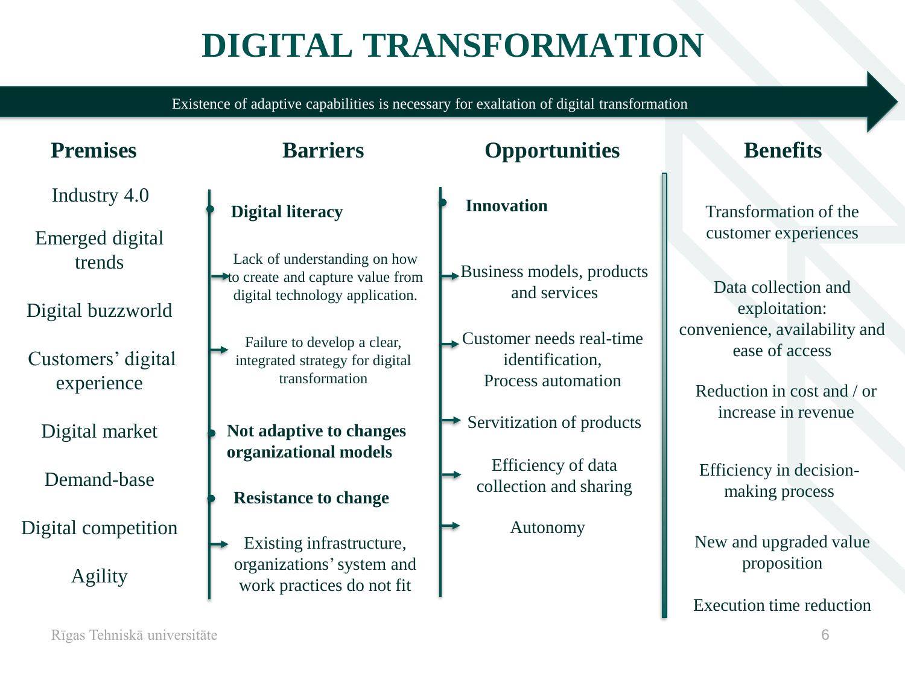# DIGITAL TRANSFORMATION

Existence of adaptive capabilities is necessary for exaltation of digital transformation

## Premises

- Industry 4.0
- Emerged digital trends
- Digital buzzworld
- Customers' digital experience
- Digital market
- Demand-base
- Digital competition
- Agility

## Barriers

- **Digital literacy**
  - Lack of understanding on how to create and capture value from digital technology application.
  - Failure to develop a clear, integrated strategy for digital transformation
- **Not adaptive to changes organizational models**
- **Resistance to change**
  - Existing infrastructure, organizations' system and work practices do not fit

## Opportunities

- **Innovation**
  - Business models, products and services
  - Customer needs real-time identification, Process automation
  - Servitization of products
  - Efficiency of data collection and sharing
  - Autonomy

## Benefits

- Transformation of the customer experiences
- Data collection and exploitation: convenience, availability and ease of access
- Reduction in cost and / or increase in revenue
- Efficiency in decision-making process
- New and upgraded value proposition
- Execution time reduction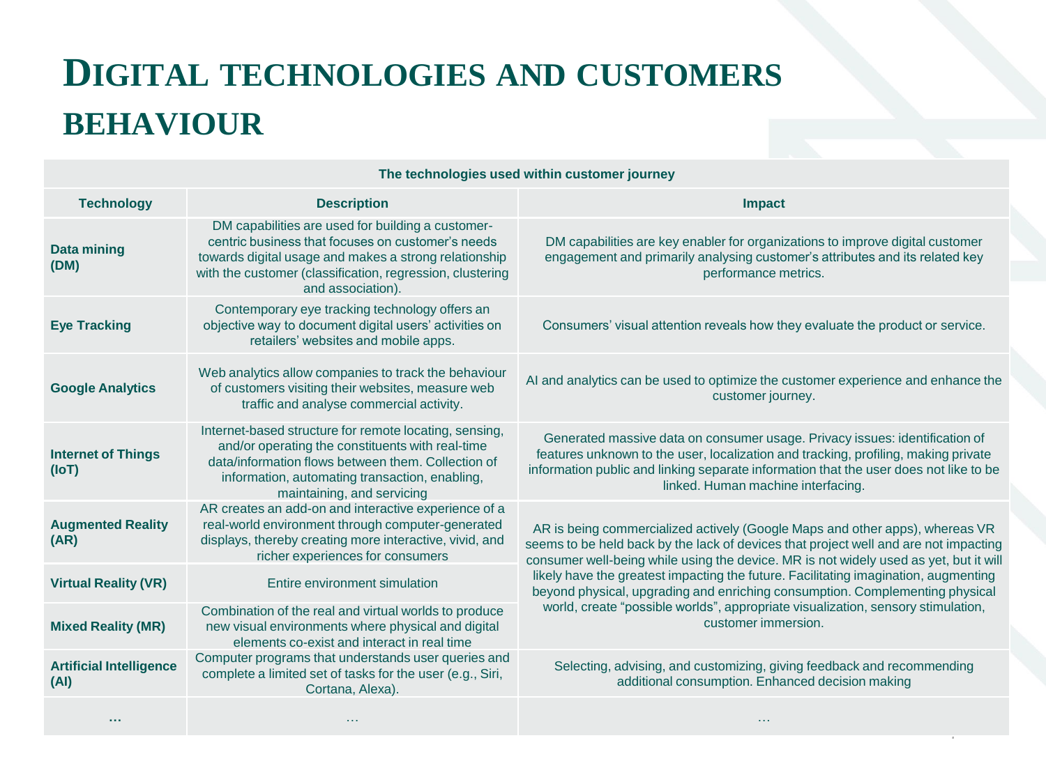# Digital technologies and customers behaviour

| The technologies used within customer journey | | |
|---|---|---|
| **Technology** | **Description** | **Impact** |
| **Data mining (DM)** | DM capabilities are used for building a customer-centric business that focuses on customer's needs towards digital usage and makes a strong relationship with the customer (classification, regression, clustering and association). | DM capabilities are key enabler for organizations to improve digital customer engagement and primarily analysing customer's attributes and its related key performance metrics. |
| **Eye Tracking** | Contemporary eye tracking technology offers an objective way to document digital users' activities on retailers' websites and mobile apps. | Consumers' visual attention reveals how they evaluate the product or service. |
| **Google Analytics** | Web analytics allow companies to track the behaviour of customers visiting their websites, measure web traffic and analyse commercial activity. | AI and analytics can be used to optimize the customer experience and enhance the customer journey. |
| **Internet of Things (IoT)** | Internet-based structure for remote locating, sensing, and/or operating the constituents with real-time data/information flows between them. Collection of information, automating transaction, enabling, maintaining, and servicing | Generated massive data on consumer usage. Privacy issues: identification of features unknown to the user, localization and tracking, profiling, making private information public and linking separate information that the user does not like to be linked. Human machine interfacing. |
| **Augmented Reality (AR)** | AR creates an add-on and interactive experience of a real-world environment through computer-generated displays, thereby creating more interactive, vivid, and richer experiences for consumers | AR is being commercialized actively (Google Maps and other apps), whereas VR seems to be held back by the lack of devices that project well and are not impacting consumer well-being while using the device. MR is not widely used as yet, but it will likely have the greatest impacting the future. Facilitating imagination, augmenting beyond physical, upgrading and enriching consumption. Complementing physical world, create "possible worlds", appropriate visualization, sensory stimulation, customer immersion. |
| **Virtual Reality (VR)** | Entire environment simulation | |
| **Mixed Reality (MR)** | Combination of the real and virtual worlds to produce new visual environments where physical and digital elements co-exist and interact in real time | |
| **Artificial Intelligence (AI)** | Computer programs that understands user queries and complete a limited set of tasks for the user (e.g., Siri, Cortana, Alexa). | Selecting, advising, and customizing, giving feedback and recommending additional consumption. Enhanced decision making |
| **…** | … | … |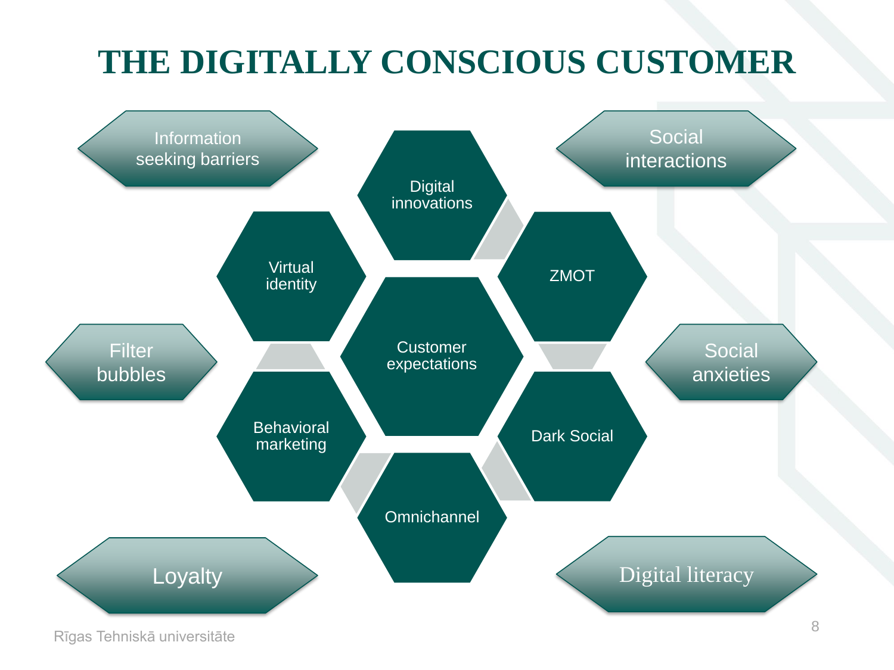# THE DIGITALLY CONSCIOUS CUSTOMER

Information seeking barriers

Social interactions

Digital innovations

Virtual identity

ZMOT

Customer expectations

Filter bubbles

Social anxieties

Behavioral marketing

Dark Social

Omnichannel

Loyalty

Digital literacy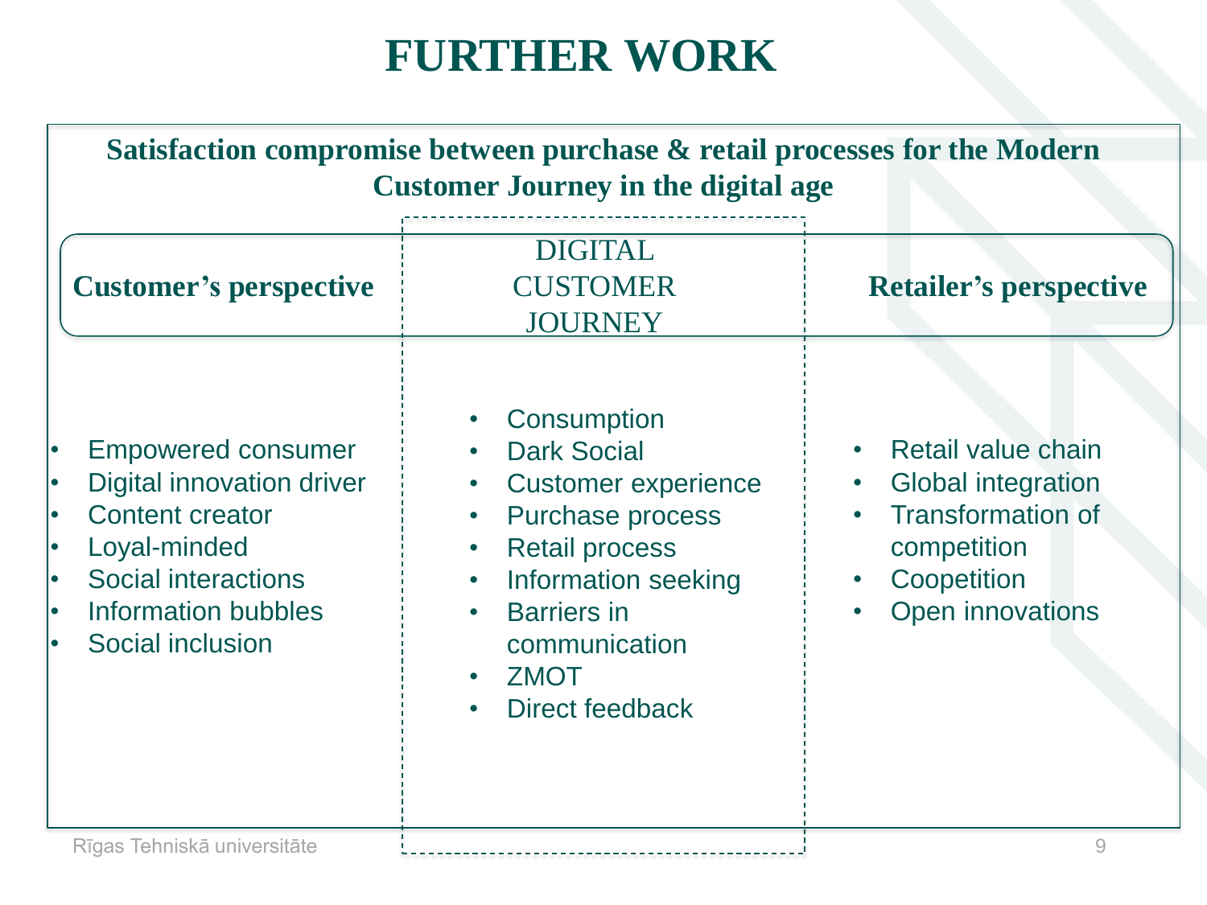# FURTHER WORK

**Satisfaction compromise between purchase & retail processes for the Modern Customer Journey in the digital age**

### Customer's perspective

- Empowered consumer
- Digital innovation driver
- Content creator
- Loyal-minded
- Social interactions
- Information bubbles
- Social inclusion

### DIGITAL CUSTOMER JOURNEY

- Consumption
- Dark Social
- Customer experience
- Purchase process
- Retail process
- Information seeking
- Barriers in communication
- ZMOT
- Direct feedback

### Retailer's perspective

- Retail value chain
- Global integration
- Transformation of competition
- Coopetition
- Open innovations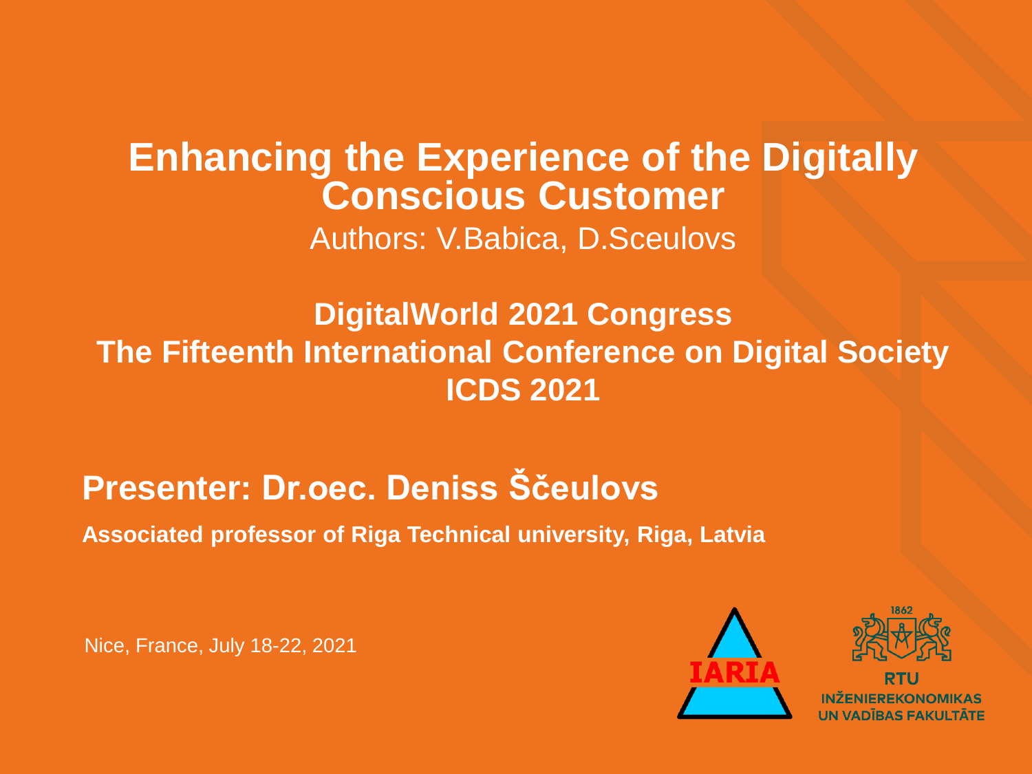# Enhancing the Experience of the Digitally Conscious Customer

Authors: V.Babica, D.Sceulovs

**DigitalWorld 2021 Congress**
**The Fifteenth International Conference on Digital Society**
**ICDS 2021**

## Presenter: Dr.oec. Deniss Ščeulovs

**Associated professor of Riga Technical university, Riga, Latvia**

Nice, France, July 18-22, 2021

IARIA

1862
RTU
INŽENIEREKONOMIKAS
UN VADĪBAS FAKULTĀTE